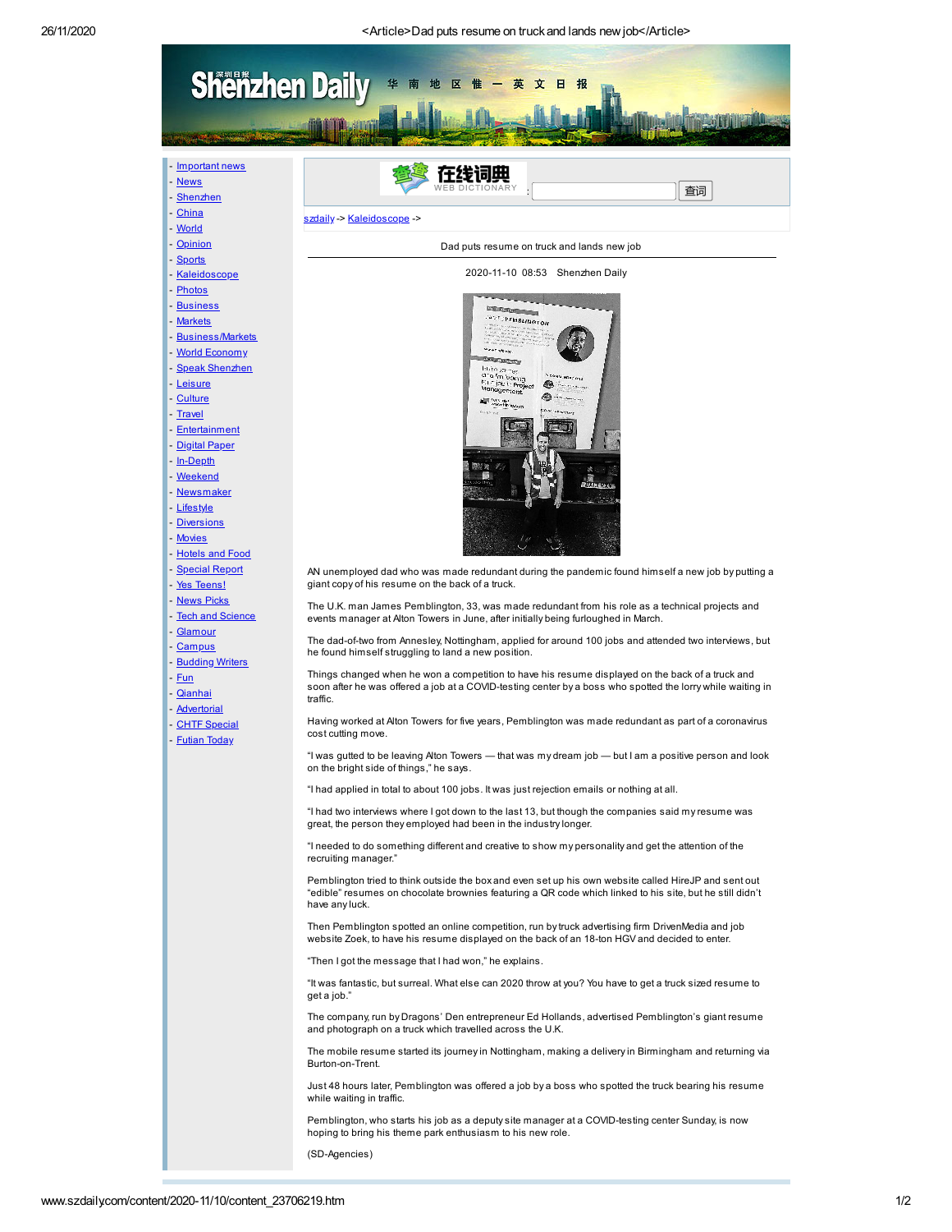- [Important news]
- [News]
- [Shenzhen]
- [China]
- [World]
- [Opinion]
- [Sports]
- [Kaleidoscope]
- [Photos]
- [Business]
- [Markets]
- [Business/Markets]
- [World Economy]
- [Speak Shenzhen]
- [Leisure]
- [Culture]
- [Travel]
- [Entertainment]
- [Digital Paper]
- [In-Depth]
- [Weekend]
- [Newsmaker]
- [Lifestyle]
- [Diversions]
- [Movies]
- [Hotels and Food]
- [Special Report]
- [Yes Teens!]
- [News Picks]
- [Tech and Science]
- [Glamour]
- [Campus]
- [Budding Writers]
- [Fun]
- [Qianhai]
- [Advertorial]
- [CHTF Special]
- [Futian Today]

szdaily -> Kaleidoscope ->

# Dad puts resume on truck and lands new job

2020-11-10 08:53 Shenzhen Daily

AN unemployed dad who was made redundant during the pandemic found himself a new job by putting a giant copy of his resume on the back of a truck.

The U.K. man James Pemblington, 33, was made redundant from his role as a technical projects and events manager at Alton Towers in June, after initially being furloughed in March.

The dad-of-two from Annesley, Nottingham, applied for around 100 jobs and attended two interviews, but he found himself struggling to land a new position.

Things changed when he won a competition to have his resume displayed on the back of a truck and soon after he was offered a job at a COVID-testing center by a boss who spotted the lorry while waiting in traffic.

Having worked at Alton Towers for five years, Pemblington was made redundant as part of a coronavirus cost cutting move.

"I was gutted to be leaving Alton Towers — that was my dream job — but I am a positive person and look on the bright side of things," he says.

"I had applied in total to about 100 jobs. It was just rejection emails or nothing at all.

"I had two interviews where I got down to the last 13, but though the companies said my resume was great, the person they employed had been in the industry longer.

"I needed to do something different and creative to show my personality and get the attention of the recruiting manager."

Pemblington tried to think outside the box and even set up his own website called HireJP and sent out "edible" resumes on chocolate brownies featuring a QR code which linked to his site, but he still didn't have any luck.

Then Pemblington spotted an online competition, run by truck advertising firm DrivenMedia and job website Zoek, to have his resume displayed on the back of an 18-ton HGV and decided to enter.

"Then I got the message that I had won," he explains.

"It was fantastic, but surreal. What else can 2020 throw at you? You have to get a truck sized resume to get a job."

The company, run by Dragons' Den entrepreneur Ed Hollands, advertised Pemblington's giant resume and photograph on a truck which travelled across the U.K.

The mobile resume started its journey in Nottingham, making a delivery in Birmingham and returning via Burton-on-Trent.

Just 48 hours later, Pemblington was offered a job by a boss who spotted the truck bearing his resume while waiting in traffic.

Pemblington, who starts his job as a deputy site manager at a COVID-testing center Sunday, is now hoping to bring his theme park enthusiasm to his new role.

(SD-Agencies)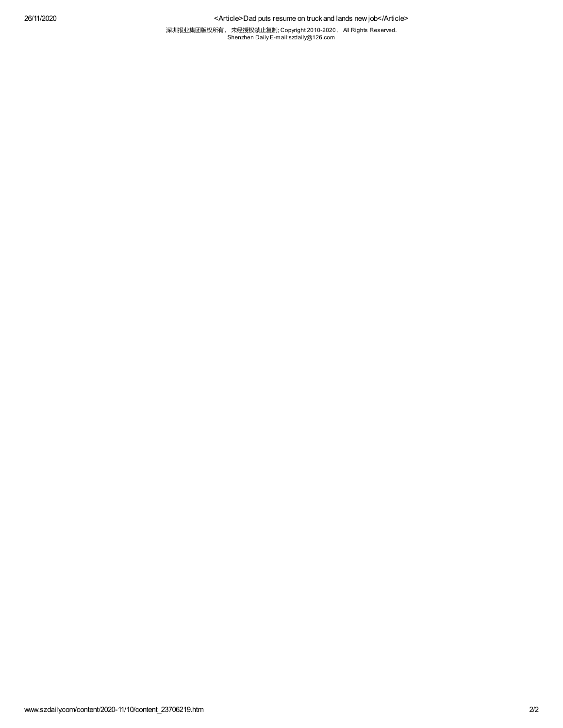深圳报业集团版权所有， 未经授权禁止复制; Copyright 2010-2020， All Rights Reserved.
Shenzhen Daily E-mail:szdaily@126.com